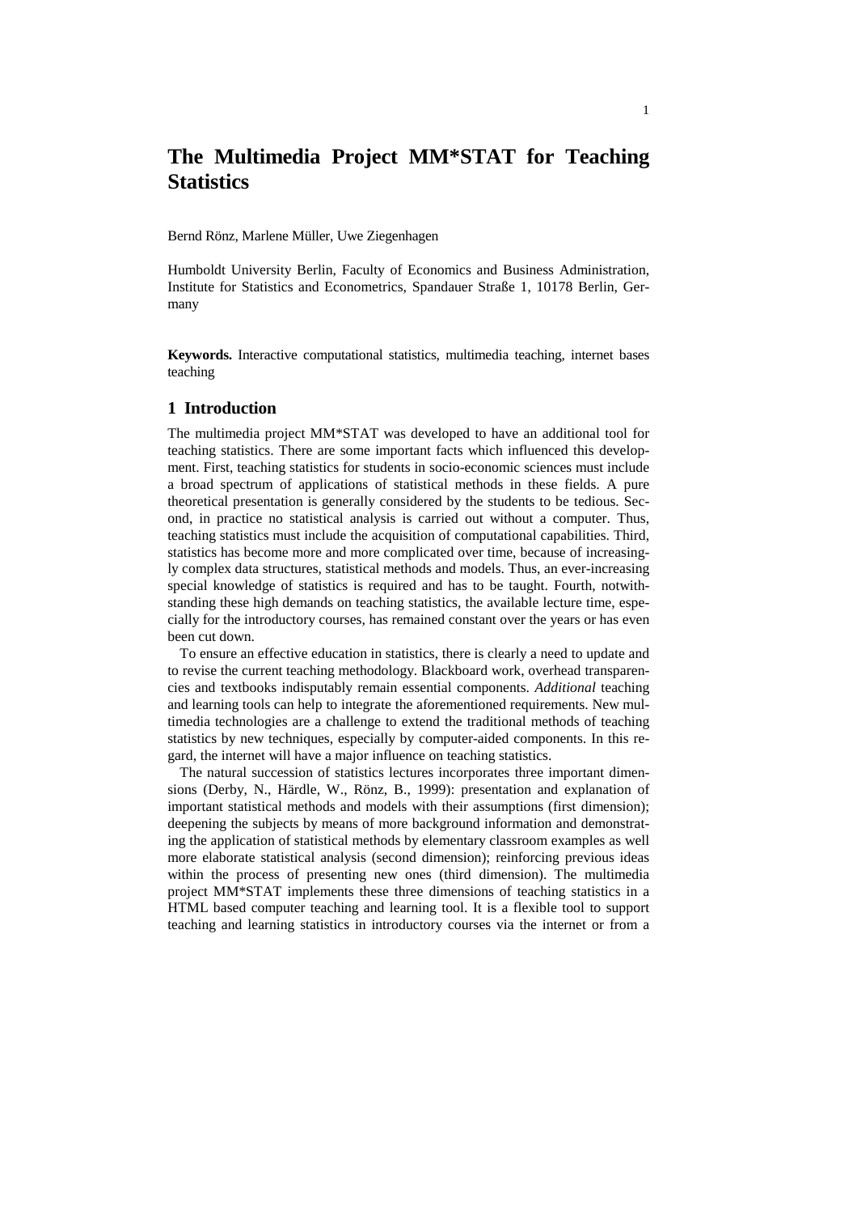# The Multimedia Project MM*STAT for Teaching Statistics

Bernd Rönz, Marlene Müller, Uwe Ziegenhagen

Humboldt University Berlin, Faculty of Economics and Business Administration, Institute for Statistics and Econometrics, Spandauer Straße 1, 10178 Berlin, Germany

**Keywords.** Interactive computational statistics, multimedia teaching, internet bases teaching

## 1 Introduction

The multimedia project MM*STAT was developed to have an additional tool for teaching statistics. There are some important facts which influenced this development. First, teaching statistics for students in socio-economic sciences must include a broad spectrum of applications of statistical methods in these fields. A pure theoretical presentation is generally considered by the students to be tedious. Second, in practice no statistical analysis is carried out without a computer. Thus, teaching statistics must include the acquisition of computational capabilities. Third, statistics has become more and more complicated over time, because of increasingly complex data structures, statistical methods and models. Thus, an ever-increasing special knowledge of statistics is required and has to be taught. Fourth, notwithstanding these high demands on teaching statistics, the available lecture time, especially for the introductory courses, has remained constant over the years or has even been cut down.

To ensure an effective education in statistics, there is clearly a need to update and to revise the current teaching methodology. Blackboard work, overhead transparencies and textbooks indisputably remain essential components. *Additional* teaching and learning tools can help to integrate the aforementioned requirements. New multimedia technologies are a challenge to extend the traditional methods of teaching statistics by new techniques, especially by computer-aided components. In this regard, the internet will have a major influence on teaching statistics.

The natural succession of statistics lectures incorporates three important dimensions (Derby, N., Härdle, W., Rönz, B., 1999): presentation and explanation of important statistical methods and models with their assumptions (first dimension); deepening the subjects by means of more background information and demonstrating the application of statistical methods by elementary classroom examples as well more elaborate statistical analysis (second dimension); reinforcing previous ideas within the process of presenting new ones (third dimension). The multimedia project MM*STAT implements these three dimensions of teaching statistics in a HTML based computer teaching and learning tool. It is a flexible tool to support teaching and learning statistics in introductory courses via the internet or from a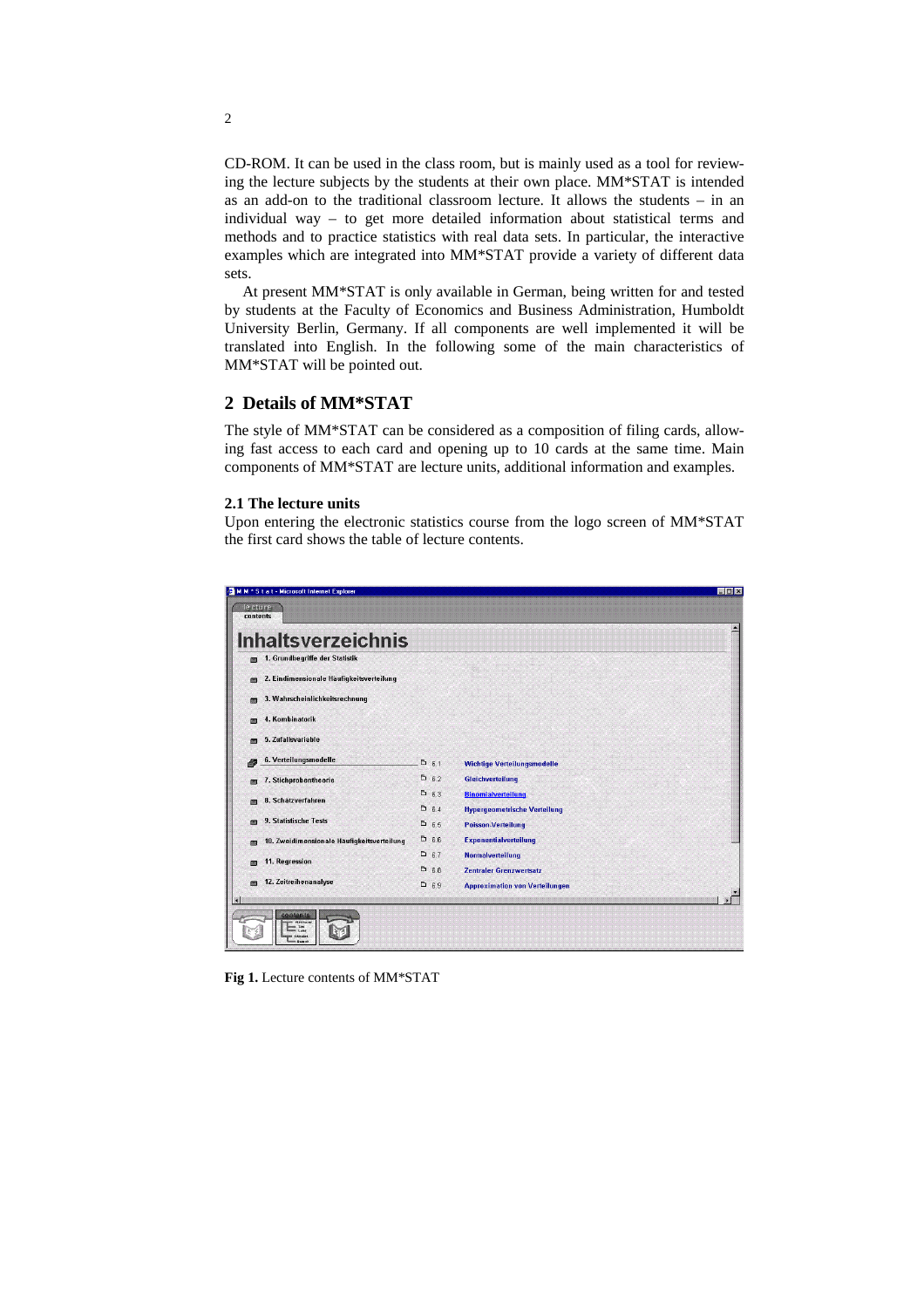CD-ROM. It can be used in the class room, but is mainly used as a tool for reviewing the lecture subjects by the students at their own place. MM*STAT is intended as an add-on to the traditional classroom lecture. It allows the students – in an individual way – to get more detailed information about statistical terms and methods and to practice statistics with real data sets. In particular, the interactive examples which are integrated into MM*STAT provide a variety of different data sets.

At present MM*STAT is only available in German, being written for and tested by students at the Faculty of Economics and Business Administration, Humboldt University Berlin, Germany. If all components are well implemented it will be translated into English. In the following some of the main characteristics of MM*STAT will be pointed out.

## 2 Details of MM*STAT

The style of MM*STAT can be considered as a composition of filing cards, allowing fast access to each card and opening up to 10 cards at the same time. Main components of MM*STAT are lecture units, additional information and examples.

### 2.1 The lecture units

Upon entering the electronic statistics course from the logo screen of MM*STAT the first card shows the table of lecture contents.

**Fig 1.** Lecture contents of MM*STAT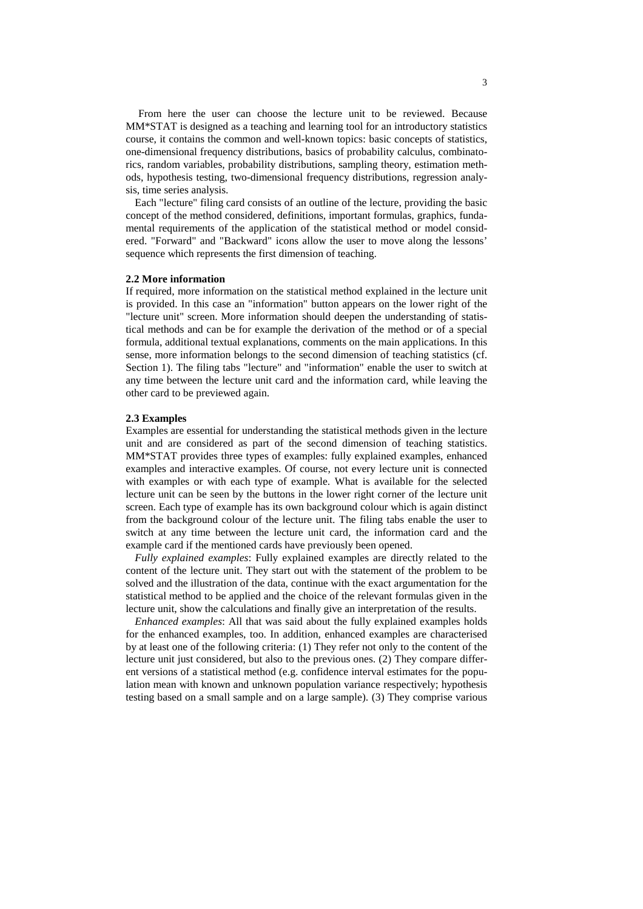From here the user can choose the lecture unit to be reviewed. Because MM*STAT is designed as a teaching and learning tool for an introductory statistics course, it contains the common and well-known topics: basic concepts of statistics, one-dimensional frequency distributions, basics of probability calculus, combinatorics, random variables, probability distributions, sampling theory, estimation methods, hypothesis testing, two-dimensional frequency distributions, regression analysis, time series analysis.

Each "lecture" filing card consists of an outline of the lecture, providing the basic concept of the method considered, definitions, important formulas, graphics, fundamental requirements of the application of the statistical method or model considered. "Forward" and "Backward" icons allow the user to move along the lessons' sequence which represents the first dimension of teaching.

### 2.2 More information

If required, more information on the statistical method explained in the lecture unit is provided. In this case an "information" button appears on the lower right of the "lecture unit" screen. More information should deepen the understanding of statistical methods and can be for example the derivation of the method or of a special formula, additional textual explanations, comments on the main applications. In this sense, more information belongs to the second dimension of teaching statistics (cf. Section 1). The filing tabs "lecture" and "information" enable the user to switch at any time between the lecture unit card and the information card, while leaving the other card to be previewed again.

### 2.3 Examples

Examples are essential for understanding the statistical methods given in the lecture unit and are considered as part of the second dimension of teaching statistics. MM*STAT provides three types of examples: fully explained examples, enhanced examples and interactive examples. Of course, not every lecture unit is connected with examples or with each type of example. What is available for the selected lecture unit can be seen by the buttons in the lower right corner of the lecture unit screen. Each type of example has its own background colour which is again distinct from the background colour of the lecture unit. The filing tabs enable the user to switch at any time between the lecture unit card, the information card and the example card if the mentioned cards have previously been opened.

*Fully explained examples*: Fully explained examples are directly related to the content of the lecture unit. They start out with the statement of the problem to be solved and the illustration of the data, continue with the exact argumentation for the statistical method to be applied and the choice of the relevant formulas given in the lecture unit, show the calculations and finally give an interpretation of the results.

*Enhanced examples*: All that was said about the fully explained examples holds for the enhanced examples, too. In addition, enhanced examples are characterised by at least one of the following criteria: (1) They refer not only to the content of the lecture unit just considered, but also to the previous ones. (2) They compare different versions of a statistical method (e.g. confidence interval estimates for the population mean with known and unknown population variance respectively; hypothesis testing based on a small sample and on a large sample). (3) They comprise various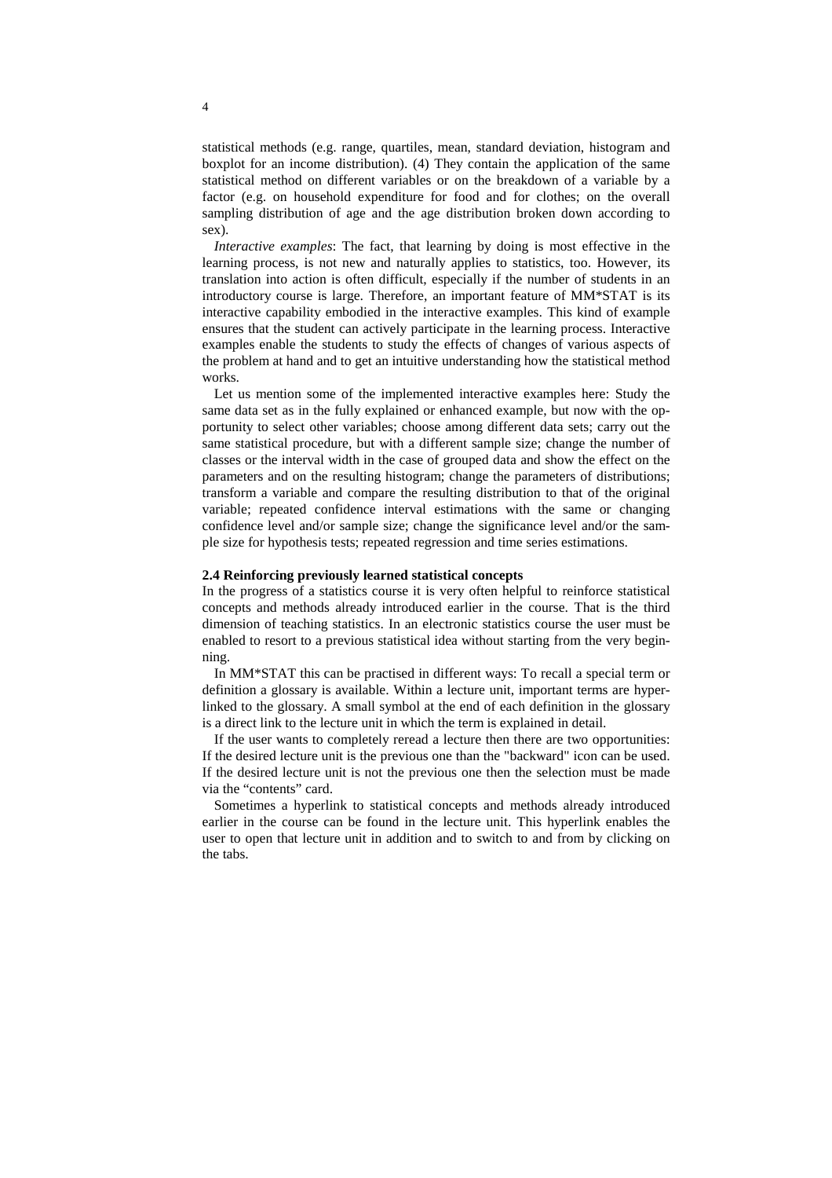statistical methods (e.g. range, quartiles, mean, standard deviation, histogram and boxplot for an income distribution). (4) They contain the application of the same statistical method on different variables or on the breakdown of a variable by a factor (e.g. on household expenditure for food and for clothes; on the overall sampling distribution of age and the age distribution broken down according to sex).

*Interactive examples*: The fact, that learning by doing is most effective in the learning process, is not new and naturally applies to statistics, too. However, its translation into action is often difficult, especially if the number of students in an introductory course is large. Therefore, an important feature of MM*STAT is its interactive capability embodied in the interactive examples. This kind of example ensures that the student can actively participate in the learning process. Interactive examples enable the students to study the effects of changes of various aspects of the problem at hand and to get an intuitive understanding how the statistical method works.

Let us mention some of the implemented interactive examples here: Study the same data set as in the fully explained or enhanced example, but now with the opportunity to select other variables; choose among different data sets; carry out the same statistical procedure, but with a different sample size; change the number of classes or the interval width in the case of grouped data and show the effect on the parameters and on the resulting histogram; change the parameters of distributions; transform a variable and compare the resulting distribution to that of the original variable; repeated confidence interval estimations with the same or changing confidence level and/or sample size; change the significance level and/or the sample size for hypothesis tests; repeated regression and time series estimations.

**2.4 Reinforcing previously learned statistical concepts**

In the progress of a statistics course it is very often helpful to reinforce statistical concepts and methods already introduced earlier in the course. That is the third dimension of teaching statistics. In an electronic statistics course the user must be enabled to resort to a previous statistical idea without starting from the very beginning.

In MM*STAT this can be practised in different ways: To recall a special term or definition a glossary is available. Within a lecture unit, important terms are hyperlinked to the glossary. A small symbol at the end of each definition in the glossary is a direct link to the lecture unit in which the term is explained in detail.

If the user wants to completely reread a lecture then there are two opportunities: If the desired lecture unit is the previous one than the "backward" icon can be used. If the desired lecture unit is not the previous one then the selection must be made via the "contents" card.

Sometimes a hyperlink to statistical concepts and methods already introduced earlier in the course can be found in the lecture unit. This hyperlink enables the user to open that lecture unit in addition and to switch to and from by clicking on the tabs.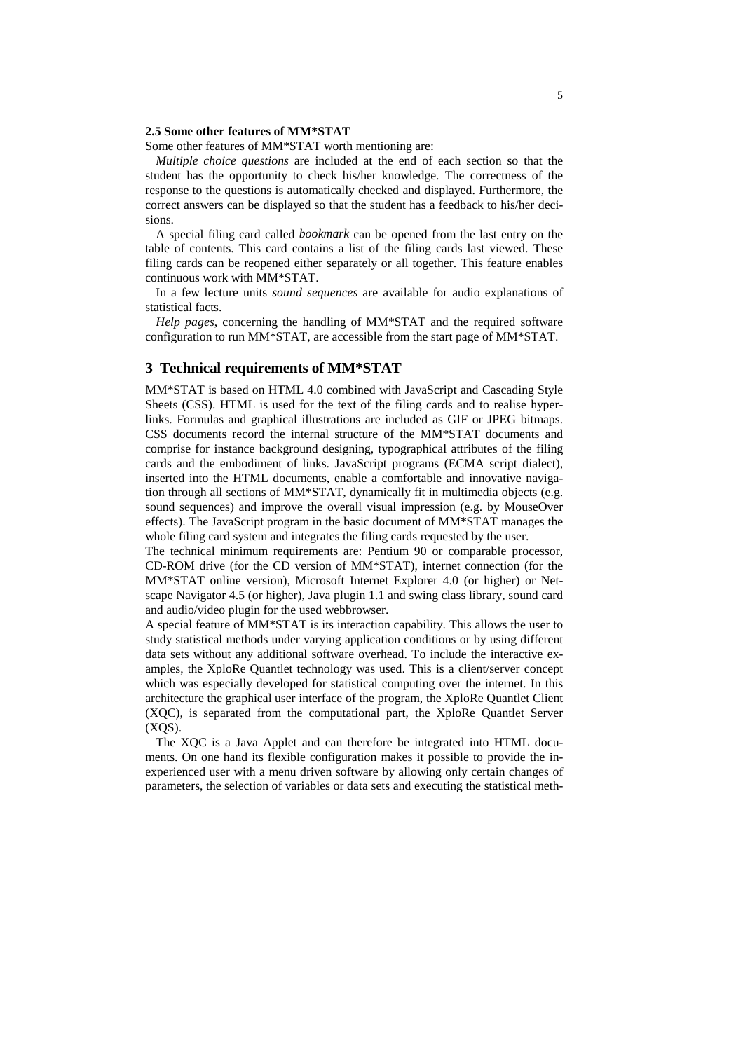### 2.5 Some other features of MM*STAT

Some other features of MM*STAT worth mentioning are:

*Multiple choice questions* are included at the end of each section so that the student has the opportunity to check his/her knowledge. The correctness of the response to the questions is automatically checked and displayed. Furthermore, the correct answers can be displayed so that the student has a feedback to his/her decisions.

A special filing card called *bookmark* can be opened from the last entry on the table of contents. This card contains a list of the filing cards last viewed. These filing cards can be reopened either separately or all together. This feature enables continuous work with MM*STAT.

In a few lecture units *sound sequences* are available for audio explanations of statistical facts.

*Help pages*, concerning the handling of MM*STAT and the required software configuration to run MM*STAT, are accessible from the start page of MM*STAT.

## 3 Technical requirements of MM*STAT

MM*STAT is based on HTML 4.0 combined with JavaScript and Cascading Style Sheets (CSS). HTML is used for the text of the filing cards and to realise hyperlinks. Formulas and graphical illustrations are included as GIF or JPEG bitmaps. CSS documents record the internal structure of the MM*STAT documents and comprise for instance background designing, typographical attributes of the filing cards and the embodiment of links. JavaScript programs (ECMA script dialect), inserted into the HTML documents, enable a comfortable and innovative navigation through all sections of MM*STAT, dynamically fit in multimedia objects (e.g. sound sequences) and improve the overall visual impression (e.g. by MouseOver effects). The JavaScript program in the basic document of MM*STAT manages the whole filing card system and integrates the filing cards requested by the user.

The technical minimum requirements are: Pentium 90 or comparable processor, CD-ROM drive (for the CD version of MM*STAT), internet connection (for the MM*STAT online version), Microsoft Internet Explorer 4.0 (or higher) or Netscape Navigator 4.5 (or higher), Java plugin 1.1 and swing class library, sound card and audio/video plugin for the used webbrowser.

A special feature of MM*STAT is its interaction capability. This allows the user to study statistical methods under varying application conditions or by using different data sets without any additional software overhead. To include the interactive examples, the XploRe Quantlet technology was used. This is a client/server concept which was especially developed for statistical computing over the internet. In this architecture the graphical user interface of the program, the XploRe Quantlet Client (XQC), is separated from the computational part, the XploRe Quantlet Server (XQS).

The XQC is a Java Applet and can therefore be integrated into HTML documents. On one hand its flexible configuration makes it possible to provide the inexperienced user with a menu driven software by allowing only certain changes of parameters, the selection of variables or data sets and executing the statistical meth-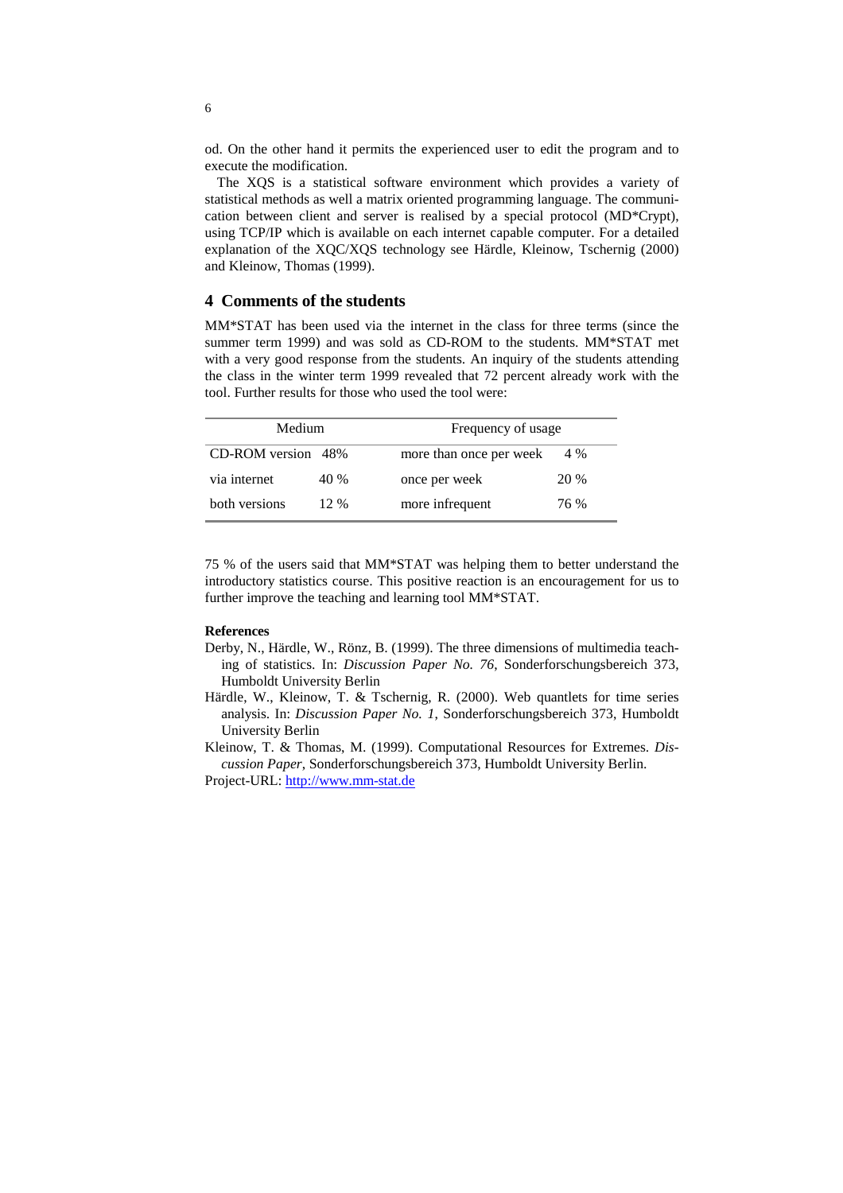od. On the other hand it permits the experienced user to edit the program and to execute the modification.

The XQS is a statistical software environment which provides a variety of statistical methods as well a matrix oriented programming language. The communication between client and server is realised by a special protocol (MD*Crypt), using TCP/IP which is available on each internet capable computer. For a detailed explanation of the XQC/XQS technology see Härdle, Kleinow, Tschernig (2000) and Kleinow, Thomas (1999).

## 4 Comments of the students

MM*STAT has been used via the internet in the class for three terms (since the summer term 1999) and was sold as CD-ROM to the students. MM*STAT met with a very good response from the students. An inquiry of the students attending the class in the winter term 1999 revealed that 72 percent already work with the tool. Further results for those who used the tool were:

| Medium | | Frequency of usage | |
|---|---|---|---|
| CD-ROM version | 48% | more than once per week | 4 % |
| via internet | 40 % | once per week | 20 % |
| both versions | 12 % | more infrequent | 76 % |

75 % of the users said that MM*STAT was helping them to better understand the introductory statistics course. This positive reaction is an encouragement for us to further improve the teaching and learning tool MM*STAT.

**References**

Derby, N., Härdle, W., Rönz, B. (1999). The three dimensions of multimedia teaching of statistics. In: *Discussion Paper No. 76*, Sonderforschungsbereich 373, Humboldt University Berlin

Härdle, W., Kleinow, T. & Tschernig, R. (2000). Web quantlets for time series analysis. In: *Discussion Paper No. 1*, Sonderforschungsbereich 373, Humboldt University Berlin

Kleinow, T. & Thomas, M. (1999). Computational Resources for Extremes. *Discussion Paper*, Sonderforschungsbereich 373, Humboldt University Berlin.

Project-URL: http://www.mm-stat.de